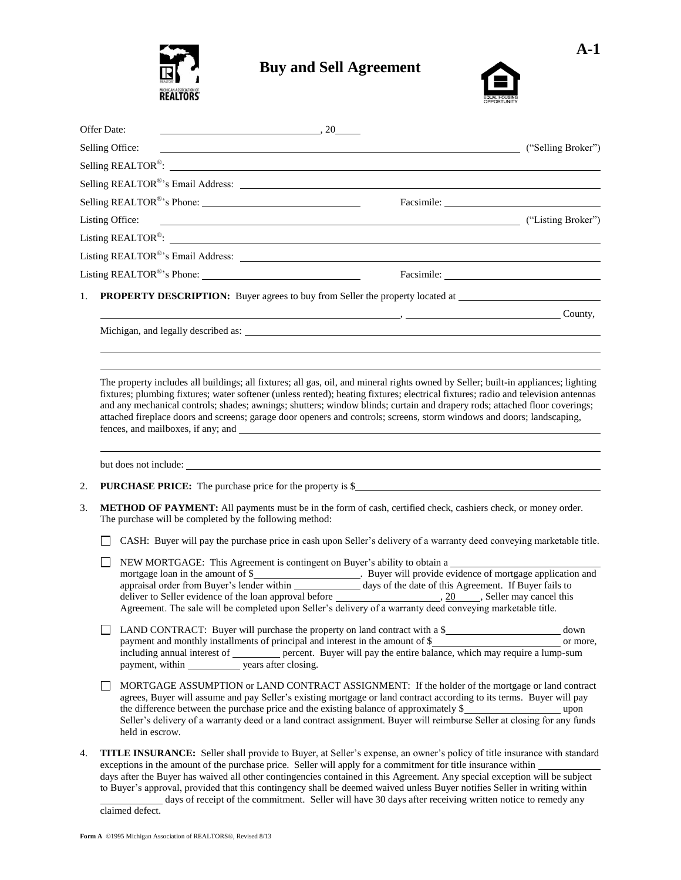A-1

# Buy and Sell Agreement

Offer Date: ______________________________, 20_____

Selling Office: ______________________________________________________________ ("Selling Broker")

Selling REALTOR®: ______________________________________________________________

Selling REALTOR®'s Email Address: ______________________________________________________________

Selling REALTOR®'s Phone: ______________________________ Facsimile: ______________________________

Listing Office: ______________________________________________________________ ("Listing Broker")

Listing REALTOR®: ______________________________________________________________

Listing REALTOR®'s Email Address: ______________________________________________________________

Listing REALTOR®'s Phone: ______________________________ Facsimile: ______________________________

1. **PROPERTY DESCRIPTION:** Buyer agrees to buy from Seller the property located at ______________________________

   ______________________________________________________________, ______________________________ County,

   Michigan, and legally described as: ______________________________________________________________

   ______________________________________________________________

   ______________________________________________________________

   The property includes all buildings; all fixtures; all gas, oil, and mineral rights owned by Seller; built-in appliances; lighting fixtures; plumbing fixtures; water softener (unless rented); heating fixtures; electrical fixtures; radio and television antennas and any mechanical controls; shades; awnings; shutters; window blinds; curtain and drapery rods; attached floor coverings; attached fireplace doors and screens; garage door openers and controls; screens, storm windows and doors; landscaping, fences, and mailboxes, if any; and ______________________________________________________________

   ______________________________________________________________

   but does not include: ______________________________________________________________

2. **PURCHASE PRICE:** The purchase price for the property is $______________________________

3. **METHOD OF PAYMENT:** All payments must be in the form of cash, certified check, cashiers check, or money order. The purchase will be completed by the following method:

   ☐ CASH: Buyer will pay the purchase price in cash upon Seller's delivery of a warranty deed conveying marketable title.

   ☐ NEW MORTGAGE: This Agreement is contingent on Buyer's ability to obtain a ______________________________ mortgage loan in the amount of $______________________. Buyer will provide evidence of mortgage application and appraisal order from Buyer's lender within _____________ days of the date of this Agreement. If Buyer fails to deliver to Seller evidence of the loan approval before ____________________, 20_____, Seller may cancel this Agreement. The sale will be completed upon Seller's delivery of a warranty deed conveying marketable title.

   ☐ LAND CONTRACT: Buyer will purchase the property on land contract with a $______________________ down payment and monthly installments of principal and interest in the amount of $______________________ or more, including annual interest of __________ percent. Buyer will pay the entire balance, which may require a lump-sum payment, within __________ years after closing.

   ☐ MORTGAGE ASSUMPTION or LAND CONTRACT ASSIGNMENT: If the holder of the mortgage or land contract agrees, Buyer will assume and pay Seller's existing mortgage or land contract according to its terms. Buyer will pay the difference between the purchase price and the existing balance of approximately $__________________ upon Seller's delivery of a warranty deed or a land contract assignment. Buyer will reimburse Seller at closing for any funds held in escrow.

4. **TITLE INSURANCE:** Seller shall provide to Buyer, at Seller's expense, an owner's policy of title insurance with standard exceptions in the amount of the purchase price. Seller will apply for a commitment for title insurance within ____________ days after the Buyer has waived all other contingencies contained in this Agreement. Any special exception will be subject to Buyer's approval, provided that this contingency shall be deemed waived unless Buyer notifies Seller in writing within ____________ days of receipt of the commitment. Seller will have 30 days after receiving written notice to remedy any claimed defect.

Form A ©1995 Michigan Association of REALTORS®, Revised 8/13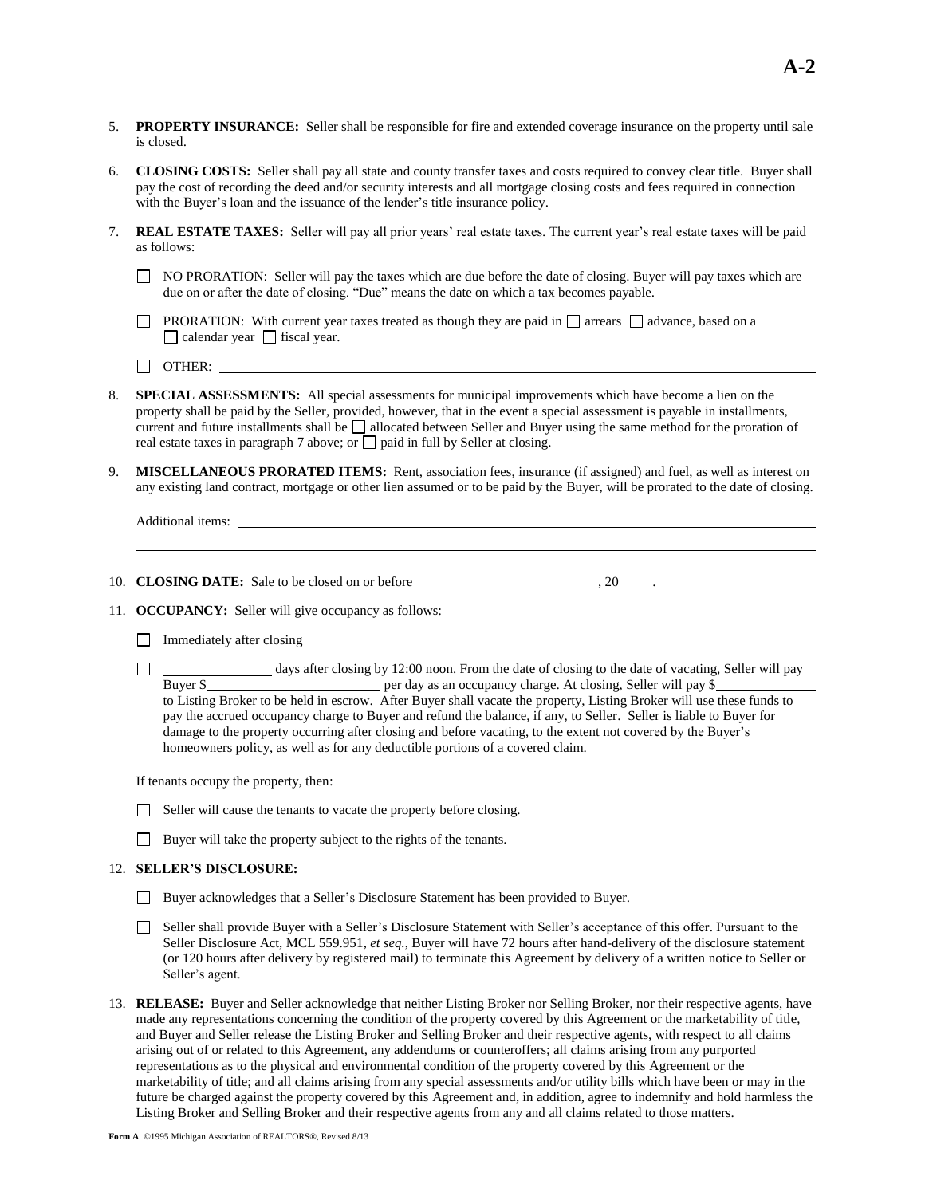**A-2**

5. **PROPERTY INSURANCE:** Seller shall be responsible for fire and extended coverage insurance on the property until sale is closed.

6. **CLOSING COSTS:** Seller shall pay all state and county transfer taxes and costs required to convey clear title. Buyer shall pay the cost of recording the deed and/or security interests and all mortgage closing costs and fees required in connection with the Buyer's loan and the issuance of the lender's title insurance policy.

7. **REAL ESTATE TAXES:** Seller will pay all prior years' real estate taxes. The current year's real estate taxes will be paid as follows:

   ☐ NO PRORATION: Seller will pay the taxes which are due before the date of closing. Buyer will pay taxes which are due on or after the date of closing. "Due" means the date on which a tax becomes payable.

   ☐ PRORATION: With current year taxes treated as though they are paid in ☐ arrears ☐ advance, based on a ☐ calendar year ☐ fiscal year.

   ☐ OTHER: ______________________________________________

8. **SPECIAL ASSESSMENTS:** All special assessments for municipal improvements which have become a lien on the property shall be paid by the Seller, provided, however, that in the event a special assessment is payable in installments, current and future installments shall be ☐ allocated between Seller and Buyer using the same method for the proration of real estate taxes in paragraph 7 above; or ☐ paid in full by Seller at closing.

9. **MISCELLANEOUS PRORATED ITEMS:** Rent, association fees, insurance (if assigned) and fuel, as well as interest on any existing land contract, mortgage or other lien assumed or to be paid by the Buyer, will be prorated to the date of closing.

   Additional items: ______________________________________________

   ______________________________________________

10. **CLOSING DATE:** Sale to be closed on or before __________________, 20_____.

11. **OCCUPANCY:** Seller will give occupancy as follows:

    ☐ Immediately after closing

    ☐ __________ days after closing by 12:00 noon. From the date of closing to the date of vacating, Seller will pay Buyer $__________________ per day as an occupancy charge. At closing, Seller will pay $__________ to Listing Broker to be held in escrow. After Buyer shall vacate the property, Listing Broker will use these funds to pay the accrued occupancy charge to Buyer and refund the balance, if any, to Seller. Seller is liable to Buyer for damage to the property occurring after closing and before vacating, to the extent not covered by the Buyer's homeowners policy, as well as for any deductible portions of a covered claim.

    If tenants occupy the property, then:

    ☐ Seller will cause the tenants to vacate the property before closing.

    ☐ Buyer will take the property subject to the rights of the tenants.

12. **SELLER'S DISCLOSURE:**

    ☐ Buyer acknowledges that a Seller's Disclosure Statement has been provided to Buyer.

    ☐ Seller shall provide Buyer with a Seller's Disclosure Statement with Seller's acceptance of this offer. Pursuant to the Seller Disclosure Act, MCL 559.951, *et seq.*, Buyer will have 72 hours after hand-delivery of the disclosure statement (or 120 hours after delivery by registered mail) to terminate this Agreement by delivery of a written notice to Seller or Seller's agent.

13. **RELEASE:** Buyer and Seller acknowledge that neither Listing Broker nor Selling Broker, nor their respective agents, have made any representations concerning the condition of the property covered by this Agreement or the marketability of title, and Buyer and Seller release the Listing Broker and Selling Broker and their respective agents, with respect to all claims arising out of or related to this Agreement, any addendums or counteroffers; all claims arising from any purported representations as to the physical and environmental condition of the property covered by this Agreement or the marketability of title; and all claims arising from any special assessments and/or utility bills which have been or may in the future be charged against the property covered by this Agreement and, in addition, agree to indemnify and hold harmless the Listing Broker and Selling Broker and their respective agents from any and all claims related to those matters.

**Form A** ©1995 Michigan Association of REALTORS®, Revised 8/13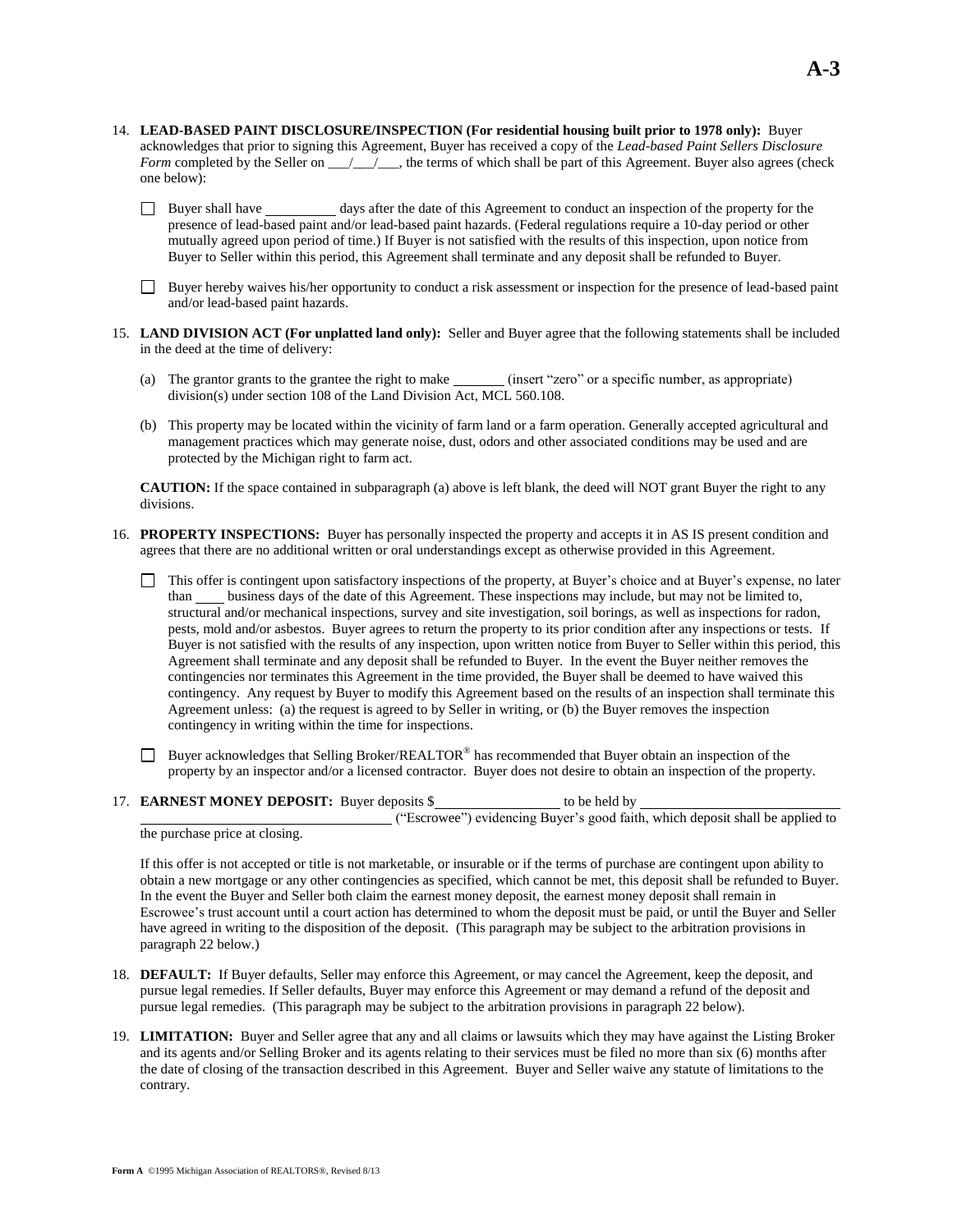14. **LEAD-BASED PAINT DISCLOSURE/INSPECTION (For residential housing built prior to 1978 only):** Buyer acknowledges that prior to signing this Agreement, Buyer has received a copy of the *Lead-based Paint Sellers Disclosure Form* completed by the Seller on \_\_\_/\_\_\_/\_\_\_, the terms of which shall be part of this Agreement. Buyer also agrees (check one below):

   ☐ Buyer shall have \_\_\_\_\_\_\_\_\_\_ days after the date of this Agreement to conduct an inspection of the property for the presence of lead-based paint and/or lead-based paint hazards. (Federal regulations require a 10-day period or other mutually agreed upon period of time.) If Buyer is not satisfied with the results of this inspection, upon notice from Buyer to Seller within this period, this Agreement shall terminate and any deposit shall be refunded to Buyer.

   ☐ Buyer hereby waives his/her opportunity to conduct a risk assessment or inspection for the presence of lead-based paint and/or lead-based paint hazards.

15. **LAND DIVISION ACT (For unplatted land only):** Seller and Buyer agree that the following statements shall be included in the deed at the time of delivery:

   (a) The grantor grants to the grantee the right to make \_\_\_\_\_\_\_\_ (insert "zero" or a specific number, as appropriate) division(s) under section 108 of the Land Division Act, MCL 560.108.

   (b) This property may be located within the vicinity of farm land or a farm operation. Generally accepted agricultural and management practices which may generate noise, dust, odors and other associated conditions may be used and are protected by the Michigan right to farm act.

   **CAUTION:** If the space contained in subparagraph (a) above is left blank, the deed will NOT grant Buyer the right to any divisions.

16. **PROPERTY INSPECTIONS:** Buyer has personally inspected the property and accepts it in AS IS present condition and agrees that there are no additional written or oral understandings except as otherwise provided in this Agreement.

   ☐ This offer is contingent upon satisfactory inspections of the property, at Buyer's choice and at Buyer's expense, no later than \_\_\_\_ business days of the date of this Agreement. These inspections may include, but may not be limited to, structural and/or mechanical inspections, survey and site investigation, soil borings, as well as inspections for radon, pests, mold and/or asbestos. Buyer agrees to return the property to its prior condition after any inspections or tests. If Buyer is not satisfied with the results of any inspection, upon written notice from Buyer to Seller within this period, this Agreement shall terminate and any deposit shall be refunded to Buyer. In the event the Buyer neither removes the contingencies nor terminates this Agreement in the time provided, the Buyer shall be deemed to have waived this contingency. Any request by Buyer to modify this Agreement based on the results of an inspection shall terminate this Agreement unless: (a) the request is agreed to by Seller in writing, or (b) the Buyer removes the inspection contingency in writing within the time for inspections.

   ☐ Buyer acknowledges that Selling Broker/REALTOR® has recommended that Buyer obtain an inspection of the property by an inspector and/or a licensed contractor. Buyer does not desire to obtain an inspection of the property.

17. **EARNEST MONEY DEPOSIT:** Buyer deposits $\_\_\_\_\_\_\_\_\_\_\_\_\_\_\_\_\_\_ to be held by \_\_\_\_\_\_\_\_\_\_\_\_\_\_\_\_\_\_\_\_\_\_\_\_\_\_\_\_\_\_\_\_\_\_\_\_\_\_\_\_\_\_\_\_\_\_\_\_\_\_\_\_\_\_\_\_\_\_\_\_\_\_ ("Escrowee") evidencing Buyer's good faith, which deposit shall be applied to the purchase price at closing.

   If this offer is not accepted or title is not marketable, or insurable or if the terms of purchase are contingent upon ability to obtain a new mortgage or any other contingencies as specified, which cannot be met, this deposit shall be refunded to Buyer. In the event the Buyer and Seller both claim the earnest money deposit, the earnest money deposit shall remain in Escrowee's trust account until a court action has determined to whom the deposit must be paid, or until the Buyer and Seller have agreed in writing to the disposition of the deposit. (This paragraph may be subject to the arbitration provisions in paragraph 22 below.)

18. **DEFAULT:** If Buyer defaults, Seller may enforce this Agreement, or may cancel the Agreement, keep the deposit, and pursue legal remedies. If Seller defaults, Buyer may enforce this Agreement or may demand a refund of the deposit and pursue legal remedies. (This paragraph may be subject to the arbitration provisions in paragraph 22 below).

19. **LIMITATION:** Buyer and Seller agree that any and all claims or lawsuits which they may have against the Listing Broker and its agents and/or Selling Broker and its agents relating to their services must be filed no more than six (6) months after the date of closing of the transaction described in this Agreement. Buyer and Seller waive any statute of limitations to the contrary.

Form A ©1995 Michigan Association of REALTORS®, Revised 8/13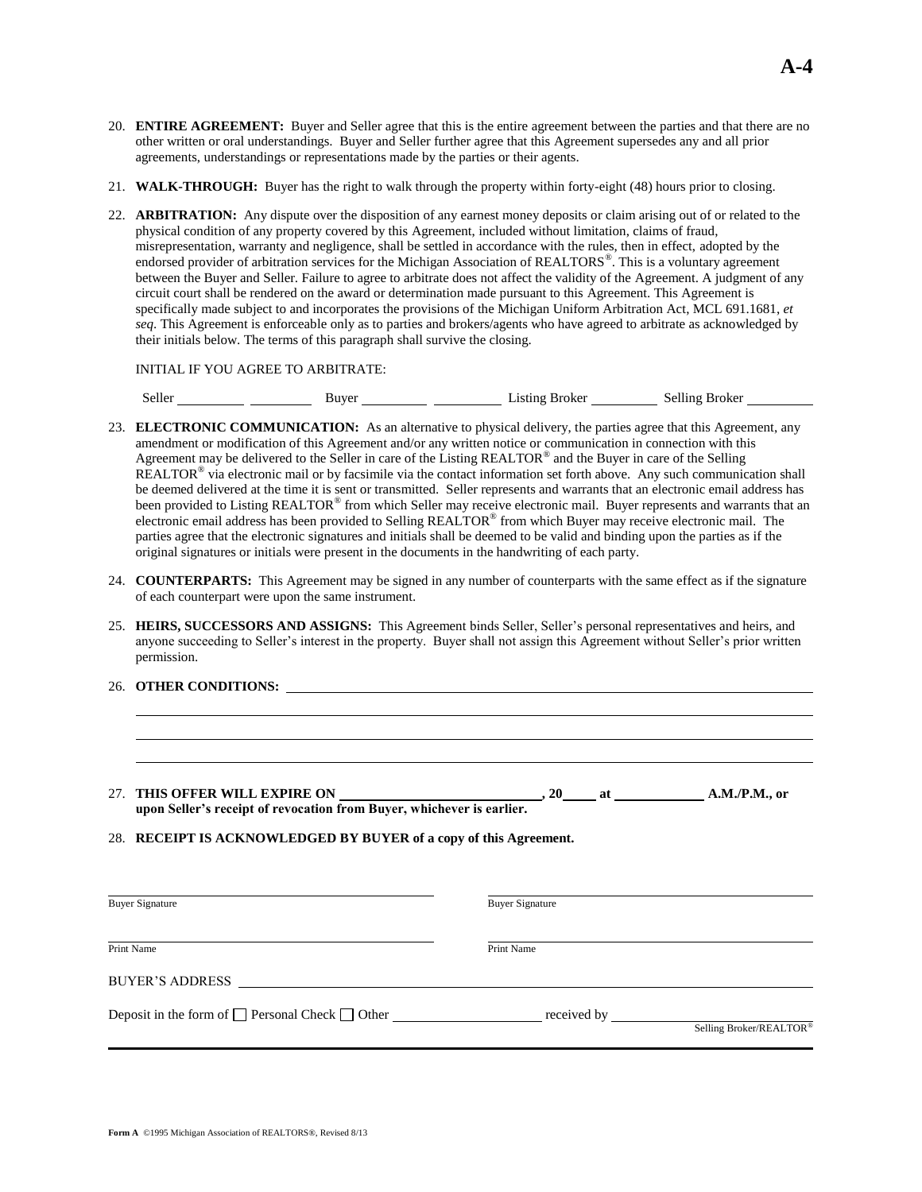20. **ENTIRE AGREEMENT:** Buyer and Seller agree that this is the entire agreement between the parties and that there are no other written or oral understandings. Buyer and Seller further agree that this Agreement supersedes any and all prior agreements, understandings or representations made by the parties or their agents.

21. **WALK-THROUGH:** Buyer has the right to walk through the property within forty-eight (48) hours prior to closing.

22. **ARBITRATION:** Any dispute over the disposition of any earnest money deposits or claim arising out of or related to the physical condition of any property covered by this Agreement, included without limitation, claims of fraud, misrepresentation, warranty and negligence, shall be settled in accordance with the rules, then in effect, adopted by the endorsed provider of arbitration services for the Michigan Association of REALTORS®. This is a voluntary agreement between the Buyer and Seller. Failure to agree to arbitrate does not affect the validity of the Agreement. A judgment of any circuit court shall be rendered on the award or determination made pursuant to this Agreement. This Agreement is specifically made subject to and incorporates the provisions of the Michigan Uniform Arbitration Act, MCL 691.1681, *et seq*. This Agreement is enforceable only as to parties and brokers/agents who have agreed to arbitrate as acknowledged by their initials below. The terms of this paragraph shall survive the closing.

    INITIAL IF YOU AGREE TO ARBITRATE:

    Seller ________ ________ Buyer ________ ________ Listing Broker ________ Selling Broker ________

23. **ELECTRONIC COMMUNICATION:** As an alternative to physical delivery, the parties agree that this Agreement, any amendment or modification of this Agreement and/or any written notice or communication in connection with this Agreement may be delivered to the Seller in care of the Listing REALTOR® and the Buyer in care of the Selling REALTOR® via electronic mail or by facsimile via the contact information set forth above. Any such communication shall be deemed delivered at the time it is sent or transmitted. Seller represents and warrants that an electronic email address has been provided to Listing REALTOR® from which Seller may receive electronic mail. Buyer represents and warrants that an electronic email address has been provided to Selling REALTOR® from which Buyer may receive electronic mail. The parties agree that the electronic signatures and initials shall be deemed to be valid and binding upon the parties as if the original signatures or initials were present in the documents in the handwriting of each party.

24. **COUNTERPARTS:** This Agreement may be signed in any number of counterparts with the same effect as if the signature of each counterpart were upon the same instrument.

25. **HEIRS, SUCCESSORS AND ASSIGNS:** This Agreement binds Seller, Seller's personal representatives and heirs, and anyone succeeding to Seller's interest in the property. Buyer shall not assign this Agreement without Seller's prior written permission.

26. **OTHER CONDITIONS:** ____________________________________________

    ____________________________________________

    ____________________________________________

    ____________________________________________

27. **THIS OFFER WILL EXPIRE ON ____________________, 20____ at __________ A.M./P.M., or upon Seller's receipt of revocation from Buyer, whichever is earlier.**

28. **RECEIPT IS ACKNOWLEDGED BY BUYER of a copy of this Agreement.**

| | |
|---|---|
| ____________________ | ____________________ |
| Buyer Signature | Buyer Signature |
| ____________________ | ____________________ |
| Print Name | Print Name |

BUYER'S ADDRESS ____________________________________________

Deposit in the form of ☐ Personal Check ☐ Other ____________ received by ____________
Selling Broker/REALTOR®

**Form A** ©1995 Michigan Association of REALTORS®, Revised 8/13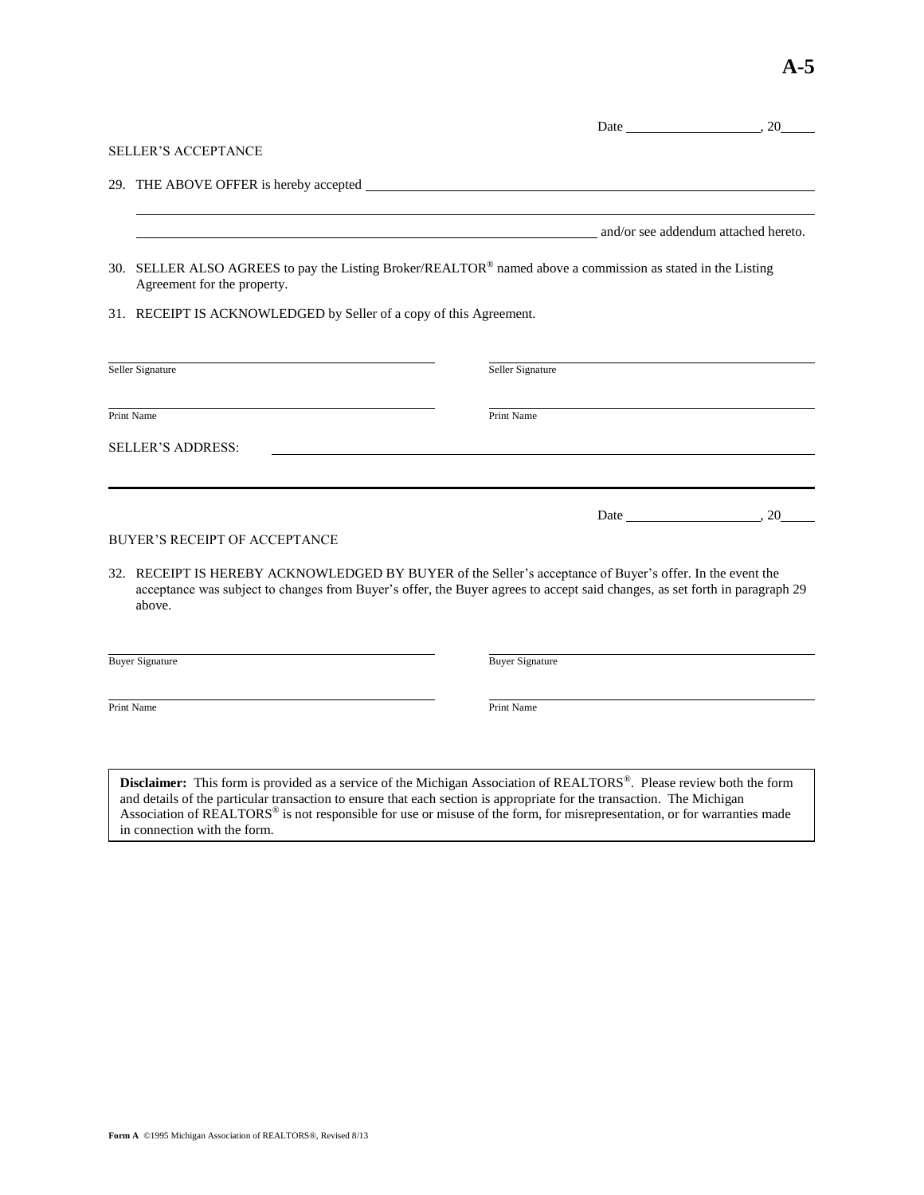Date ____________________, 20_____

SELLER'S ACCEPTANCE

29. THE ABOVE OFFER is hereby accepted ____________________________________________________________

______________________________________________________________________________________

____________________________________________________________ and/or see addendum attached hereto.

30. SELLER ALSO AGREES to pay the Listing Broker/REALTOR® named above a commission as stated in the Listing Agreement for the property.

31. RECEIPT IS ACKNOWLEDGED by Seller of a copy of this Agreement.

______________________________ Seller Signature

______________________________ Seller Signature

______________________________ Print Name

______________________________ Print Name

SELLER'S ADDRESS: ____________________________________________________________

---

Date ____________________, 20_____

BUYER'S RECEIPT OF ACCEPTANCE

32. RECEIPT IS HEREBY ACKNOWLEDGED BY BUYER of the Seller's acceptance of Buyer's offer. In the event the acceptance was subject to changes from Buyer's offer, the Buyer agrees to accept said changes, as set forth in paragraph 29 above.

______________________________ Buyer Signature

______________________________ Buyer Signature

______________________________ Print Name

______________________________ Print Name

**Disclaimer:** This form is provided as a service of the Michigan Association of REALTORS®. Please review both the form and details of the particular transaction to ensure that each section is appropriate for the transaction. The Michigan Association of REALTORS® is not responsible for use or misuse of the form, for misrepresentation, or for warranties made in connection with the form.